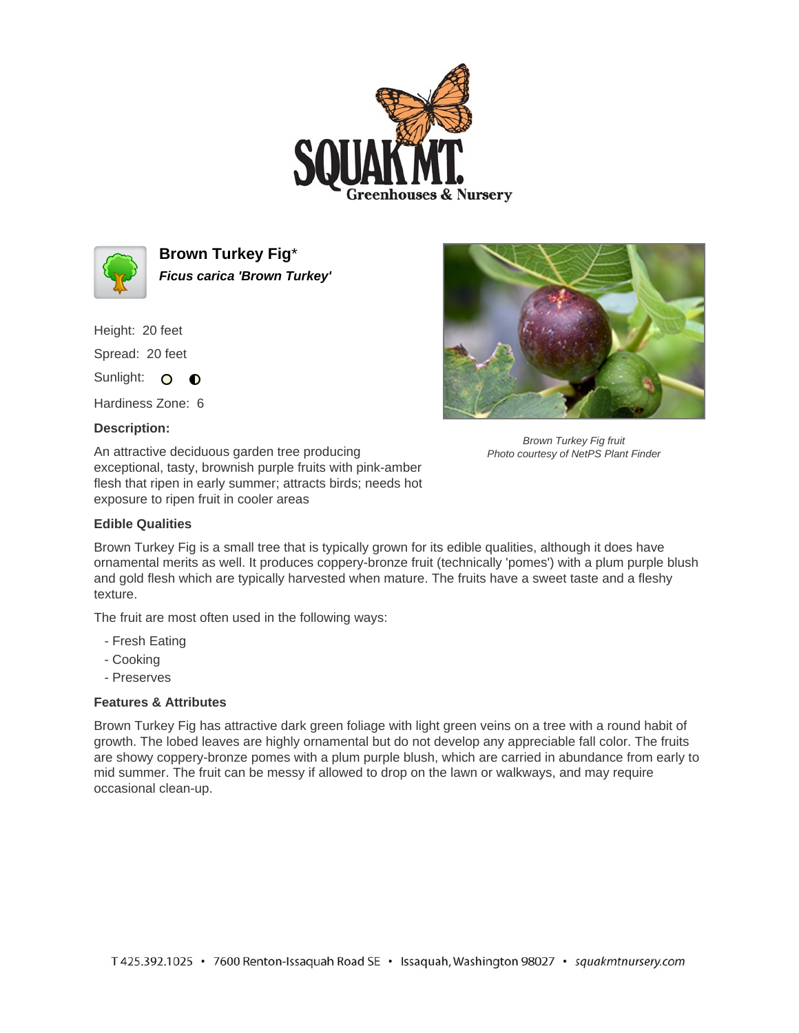# Brown Turkey Fig*

***Ficus carica 'Brown Turkey'***

Height: 20 feet

Spread: 20 feet

Sunlight:

Hardiness Zone: 6

**Description:**

An attractive deciduous garden tree producing exceptional, tasty, brownish purple fruits with pink-amber flesh that ripen in early summer; attracts birds; needs hot exposure to ripen fruit in cooler areas

*Brown Turkey Fig fruit*
*Photo courtesy of NetPS Plant Finder*

**Edible Qualities**

Brown Turkey Fig is a small tree that is typically grown for its edible qualities, although it does have ornamental merits as well. It produces coppery-bronze fruit (technically 'pomes') with a plum purple blush and gold flesh which are typically harvested when mature. The fruits have a sweet taste and a fleshy texture.

The fruit are most often used in the following ways:

- Fresh Eating
- Cooking
- Preserves

**Features & Attributes**

Brown Turkey Fig has attractive dark green foliage with light green veins on a tree with a round habit of growth. The lobed leaves are highly ornamental but do not develop any appreciable fall color. The fruits are showy coppery-bronze pomes with a plum purple blush, which are carried in abundance from early to mid summer. The fruit can be messy if allowed to drop on the lawn or walkways, and may require occasional clean-up.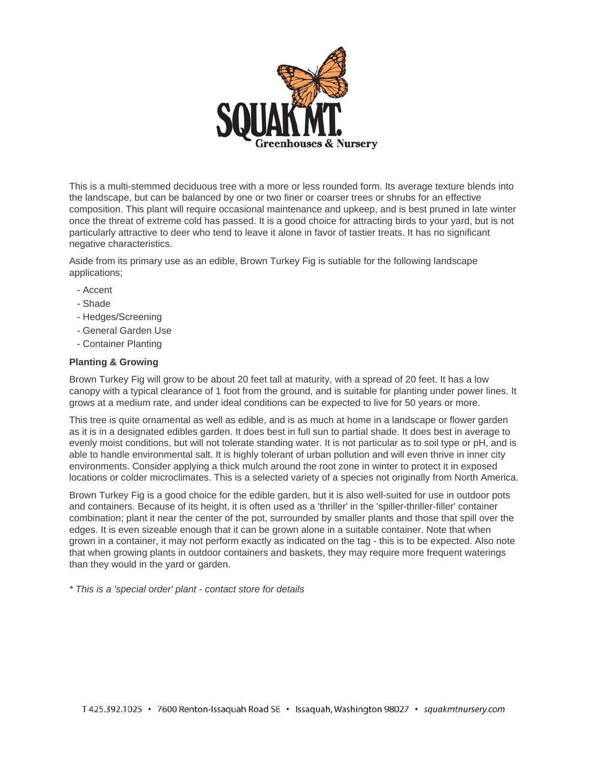This is a multi-stemmed deciduous tree with a more or less rounded form. Its average texture blends into the landscape, but can be balanced by one or two finer or coarser trees or shrubs for an effective composition. This plant will require occasional maintenance and upkeep, and is best pruned in late winter once the threat of extreme cold has passed. It is a good choice for attracting birds to your yard, but is not particularly attractive to deer who tend to leave it alone in favor of tastier treats. It has no significant negative characteristics.

Aside from its primary use as an edible, Brown Turkey Fig is sutiable for the following landscape applications;

- Accent
- Shade
- Hedges/Screening
- General Garden Use
- Container Planting

**Planting & Growing**

Brown Turkey Fig will grow to be about 20 feet tall at maturity, with a spread of 20 feet. It has a low canopy with a typical clearance of 1 foot from the ground, and is suitable for planting under power lines. It grows at a medium rate, and under ideal conditions can be expected to live for 50 years or more.

This tree is quite ornamental as well as edible, and is as much at home in a landscape or flower garden as it is in a designated edibles garden. It does best in full sun to partial shade. It does best in average to evenly moist conditions, but will not tolerate standing water. It is not particular as to soil type or pH, and is able to handle environmental salt. It is highly tolerant of urban pollution and will even thrive in inner city environments. Consider applying a thick mulch around the root zone in winter to protect it in exposed locations or colder microclimates. This is a selected variety of a species not originally from North America.

Brown Turkey Fig is a good choice for the edible garden, but it is also well-suited for use in outdoor pots and containers. Because of its height, it is often used as a 'thriller' in the 'spiller-thriller-filler' container combination; plant it near the center of the pot, surrounded by smaller plants and those that spill over the edges. It is even sizeable enough that it can be grown alone in a suitable container. Note that when grown in a container, it may not perform exactly as indicated on the tag - this is to be expected. Also note that when growing plants in outdoor containers and baskets, they may require more frequent waterings than they would in the yard or garden.

*\* This is a 'special order' plant - contact store for details*